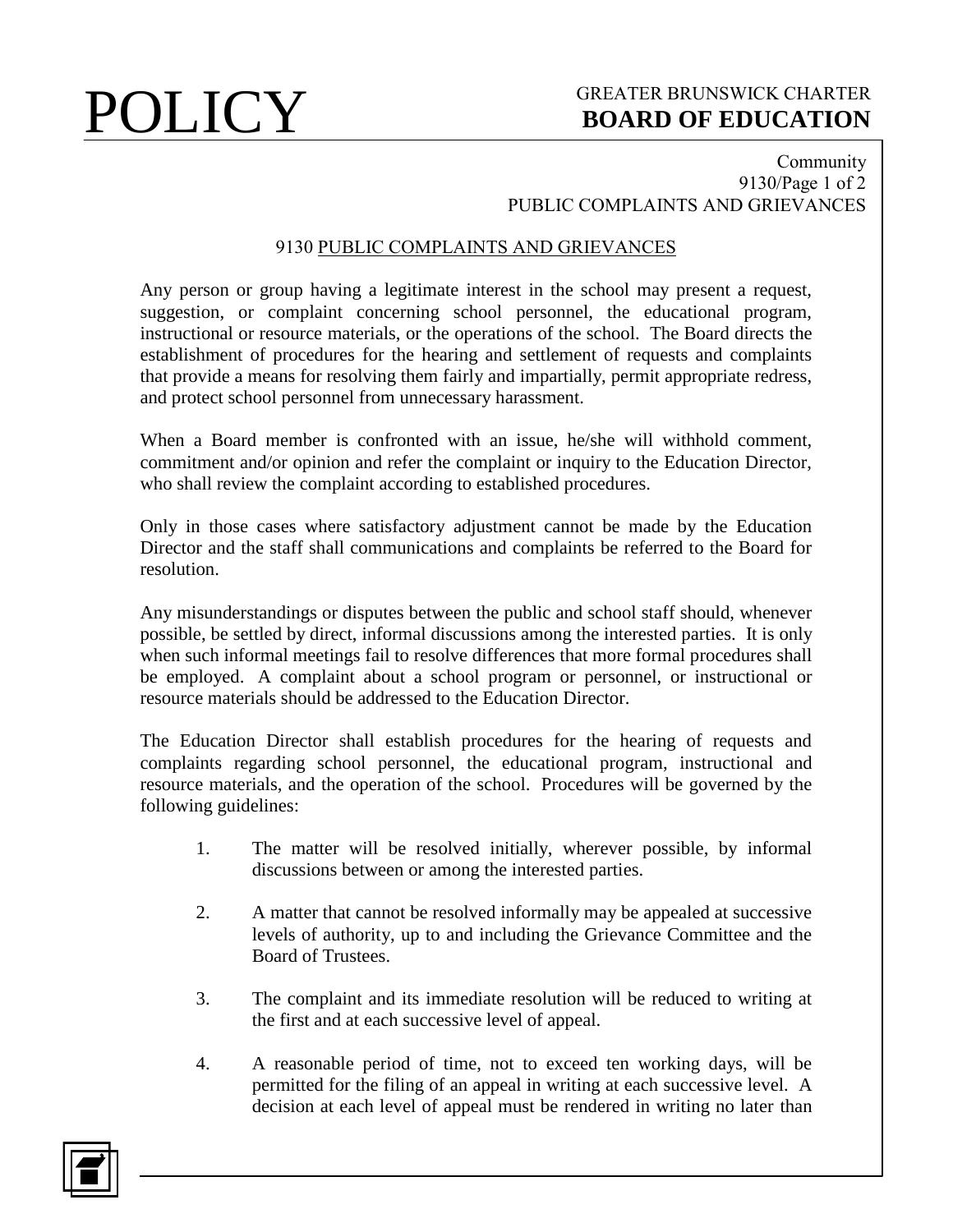# 9130 PUBLIC COMPLAINTS AND GRIEVANCES

Any person or group having a legitimate interest in the school may present a request, suggestion, or complaint concerning school personnel, the educational program, instructional or resource materials, or the operations of the school. The Board directs the establishment of procedures for the hearing and settlement of requests and complaints that provide a means for resolving them fairly and impartially, permit appropriate redress, and protect school personnel from unnecessary harassment.

When a Board member is confronted with an issue, he/she will withhold comment, commitment and/or opinion and refer the complaint or inquiry to the Education Director, who shall review the complaint according to established procedures.

Only in those cases where satisfactory adjustment cannot be made by the Education Director and the staff shall communications and complaints be referred to the Board for resolution.

Any misunderstandings or disputes between the public and school staff should, whenever possible, be settled by direct, informal discussions among the interested parties. It is only when such informal meetings fail to resolve differences that more formal procedures shall be employed. A complaint about a school program or personnel, or instructional or resource materials should be addressed to the Education Director.

The Education Director shall establish procedures for the hearing of requests and complaints regarding school personnel, the educational program, instructional and resource materials, and the operation of the school. Procedures will be governed by the following guidelines:

1. The matter will be resolved initially, wherever possible, by informal discussions between or among the interested parties.

2. A matter that cannot be resolved informally may be appealed at successive levels of authority, up to and including the Grievance Committee and the Board of Trustees.

3. The complaint and its immediate resolution will be reduced to writing at the first and at each successive level of appeal.

4. A reasonable period of time, not to exceed ten working days, will be permitted for the filing of an appeal in writing at each successive level. A decision at each level of appeal must be rendered in writing no later than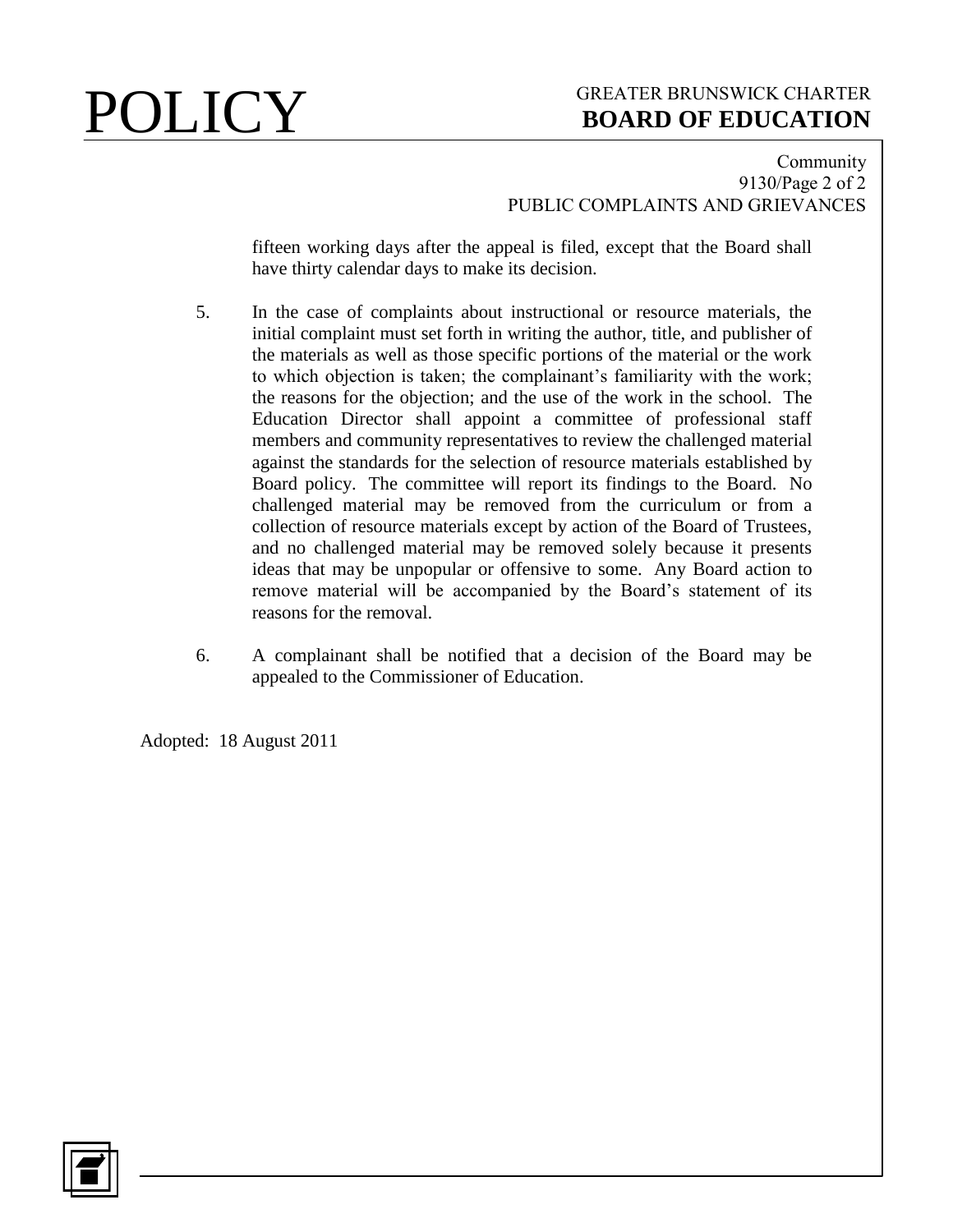fifteen working days after the appeal is filed, except that the Board shall have thirty calendar days to make its decision.

5. In the case of complaints about instructional or resource materials, the initial complaint must set forth in writing the author, title, and publisher of the materials as well as those specific portions of the material or the work to which objection is taken; the complainant's familiarity with the work; the reasons for the objection; and the use of the work in the school. The Education Director shall appoint a committee of professional staff members and community representatives to review the challenged material against the standards for the selection of resource materials established by Board policy. The committee will report its findings to the Board. No challenged material may be removed from the curriculum or from a collection of resource materials except by action of the Board of Trustees, and no challenged material may be removed solely because it presents ideas that may be unpopular or offensive to some. Any Board action to remove material will be accompanied by the Board's statement of its reasons for the removal.

6. A complainant shall be notified that a decision of the Board may be appealed to the Commissioner of Education.

Adopted: 18 August 2011